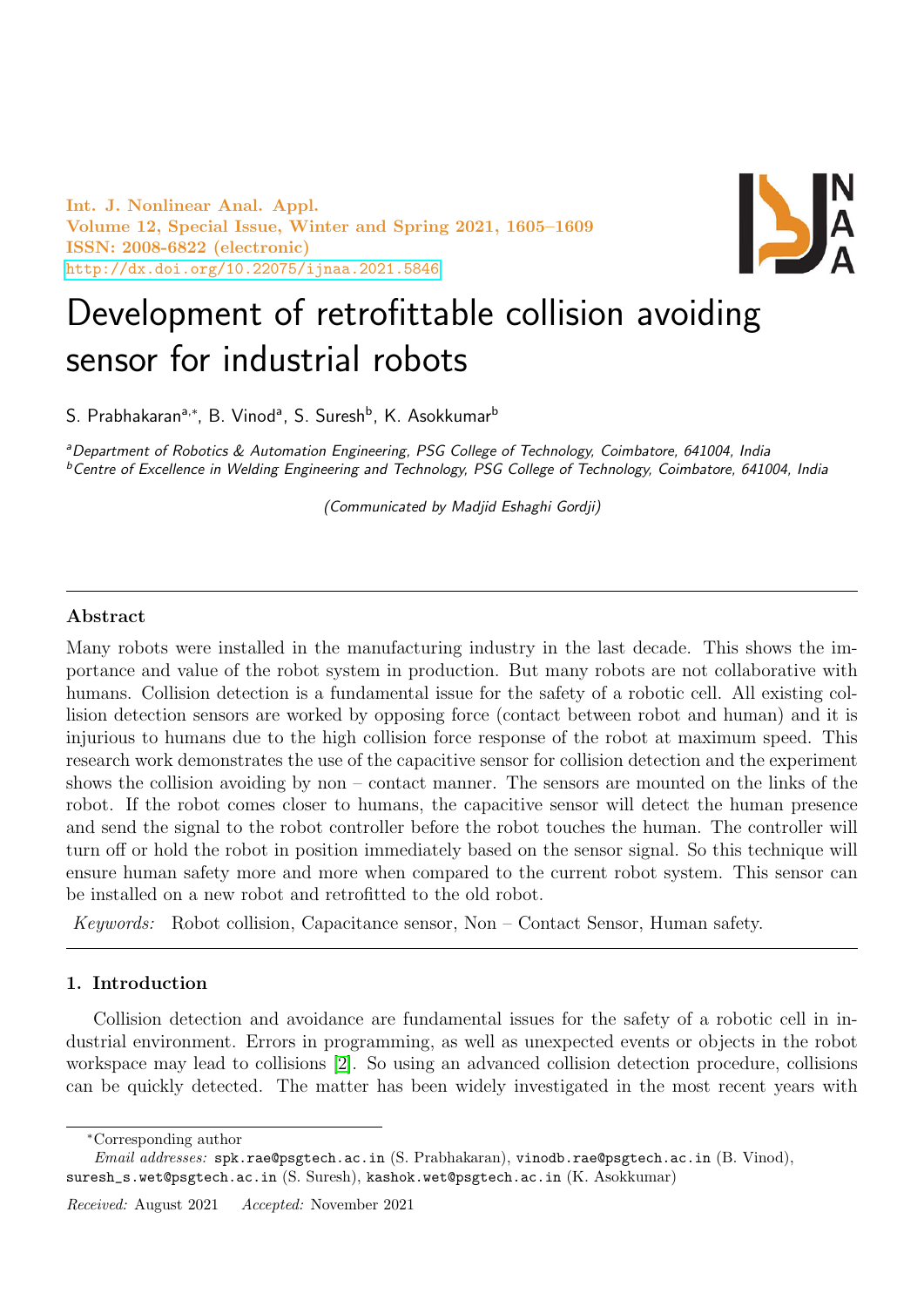# Development of retrofittable collision avoiding sensor for industrial robots

S. Prabhakaran[a,*], B. Vinod[a], S. Suresh[b], K. Asokkumar[b]

[a]*Department of Robotics & Automation Engineering, PSG College of Technology, Coimbatore, 641004, India*
[b]*Centre of Excellence in Welding Engineering and Technology, PSG College of Technology, Coimbatore, 641004, India*

*(Communicated by Madjid Eshaghi Gordji)*

---

## Abstract

Many robots were installed in the manufacturing industry in the last decade. This shows the importance and value of the robot system in production. But many robots are not collaborative with humans. Collision detection is a fundamental issue for the safety of a robotic cell. All existing collision detection sensors are worked by opposing force (contact between robot and human) and it is injurious to humans due to the high collision force response of the robot at maximum speed. This research work demonstrates the use of the capacitive sensor for collision detection and the experiment shows the collision avoiding by non – contact manner. The sensors are mounted on the links of the robot. If the robot comes closer to humans, the capacitive sensor will detect the human presence and send the signal to the robot controller before the robot touches the human. The controller will turn off or hold the robot in position immediately based on the sensor signal. So this technique will ensure human safety more and more when compared to the current robot system. This sensor can be installed on a new robot and retrofitted to the old robot.

*Keywords:* Robot collision, Capacitance sensor, Non – Contact Sensor, Human safety.

---

## 1. Introduction

Collision detection and avoidance are fundamental issues for the safety of a robotic cell in industrial environment. Errors in programming, as well as unexpected events or objects in the robot workspace may lead to collisions [2]. So using an advanced collision detection procedure, collisions can be quickly detected. The matter has been widely investigated in the most recent years with

---

*Corresponding author

*Email addresses:* spk.rae@psgtech.ac.in (S. Prabhakaran), vinodb.rae@psgtech.ac.in (B. Vinod), suresh_s.wet@psgtech.ac.in (S. Suresh), kashok.wet@psgtech.ac.in (K. Asokkumar)

*Received:* August 2021 *Accepted:* November 2021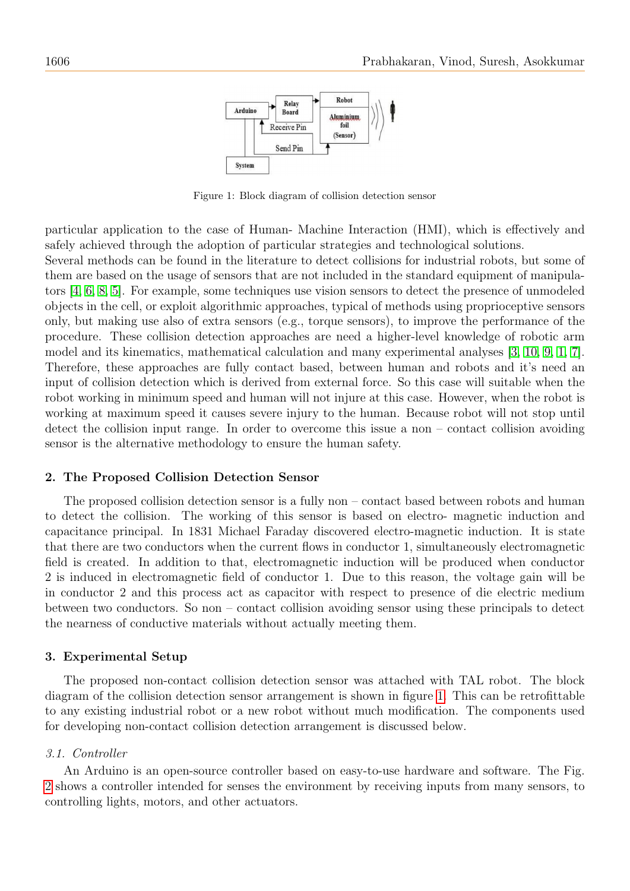Figure 1: Block diagram of collision detection sensor

particular application to the case of Human- Machine Interaction (HMI), which is effectively and safely achieved through the adoption of particular strategies and technological solutions.

Several methods can be found in the literature to detect collisions for industrial robots, but some of them are based on the usage of sensors that are not included in the standard equipment of manipulators [4, 6, 8, 5]. For example, some techniques use vision sensors to detect the presence of unmodeled objects in the cell, or exploit algorithmic approaches, typical of methods using proprioceptive sensors only, but making use also of extra sensors (e.g., torque sensors), to improve the performance of the procedure. These collision detection approaches are need a higher-level knowledge of robotic arm model and its kinematics, mathematical calculation and many experimental analyses [3, 10, 9, 1, 7]. Therefore, these approaches are fully contact based, between human and robots and it's need an input of collision detection which is derived from external force. So this case will suitable when the robot working in minimum speed and human will not injure at this case. However, when the robot is working at maximum speed it causes severe injury to the human. Because robot will not stop until detect the collision input range. In order to overcome this issue a non – contact collision avoiding sensor is the alternative methodology to ensure the human safety.

## 2. The Proposed Collision Detection Sensor

The proposed collision detection sensor is a fully non – contact based between robots and human to detect the collision. The working of this sensor is based on electro- magnetic induction and capacitance principal. In 1831 Michael Faraday discovered electro-magnetic induction. It is state that there are two conductors when the current flows in conductor 1, simultaneously electromagnetic field is created. In addition to that, electromagnetic induction will be produced when conductor 2 is induced in electromagnetic field of conductor 1. Due to this reason, the voltage gain will be in conductor 2 and this process act as capacitor with respect to presence of die electric medium between two conductors. So non – contact collision avoiding sensor using these principals to detect the nearness of conductive materials without actually meeting them.

## 3. Experimental Setup

The proposed non-contact collision detection sensor was attached with TAL robot. The block diagram of the collision detection sensor arrangement is shown in figure 1. This can be retrofittable to any existing industrial robot or a new robot without much modification. The components used for developing non-contact collision detection arrangement is discussed below.

### *3.1. Controller*

An Arduino is an open-source controller based on easy-to-use hardware and software. The Fig. 2 shows a controller intended for senses the environment by receiving inputs from many sensors, to controlling lights, motors, and other actuators.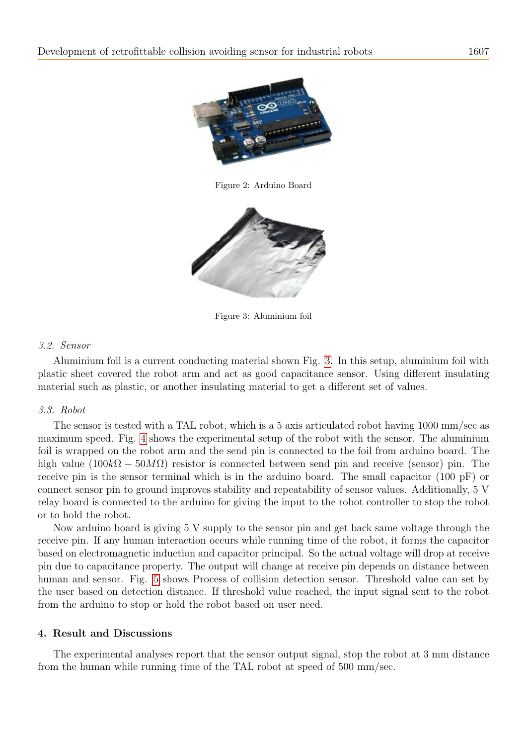Figure 2: Arduino Board

Figure 3: Aluminium foil

### *3.2. Sensor*

Aluminium foil is a current conducting material shown Fig. 3. In this setup, aluminium foil with plastic sheet covered the robot arm and act as good capacitance sensor. Using different insulating material such as plastic, or another insulating material to get a different set of values.

### *3.3. Robot*

The sensor is tested with a TAL robot, which is a 5 axis articulated robot having 1000 mm/sec as maximum speed. Fig. 4 shows the experimental setup of the robot with the sensor. The aluminium foil is wrapped on the robot arm and the send pin is connected to the foil from arduino board. The high value ($100k\Omega - 50M\Omega$) resistor is connected between send pin and receive (sensor) pin. The receive pin is the sensor terminal which is in the arduino board. The small capacitor (100 pF) or connect sensor pin to ground improves stability and repeatability of sensor values. Additionally, 5 V relay board is connected to the arduino for giving the input to the robot controller to stop the robot or to hold the robot.

Now arduino board is giving 5 V supply to the sensor pin and get back same voltage through the receive pin. If any human interaction occurs while running time of the robot, it forms the capacitor based on electromagnetic induction and capacitor principal. So the actual voltage will drop at receive pin due to capacitance property. The output will change at receive pin depends on distance between human and sensor. Fig. 5 shows Process of collision detection sensor. Threshold value can set by the user based on detection distance. If threshold value reached, the input signal sent to the robot from the arduino to stop or hold the robot based on user need.

## 4. Result and Discussions

The experimental analyses report that the sensor output signal, stop the robot at 3 mm distance from the human while running time of the TAL robot at speed of 500 mm/sec.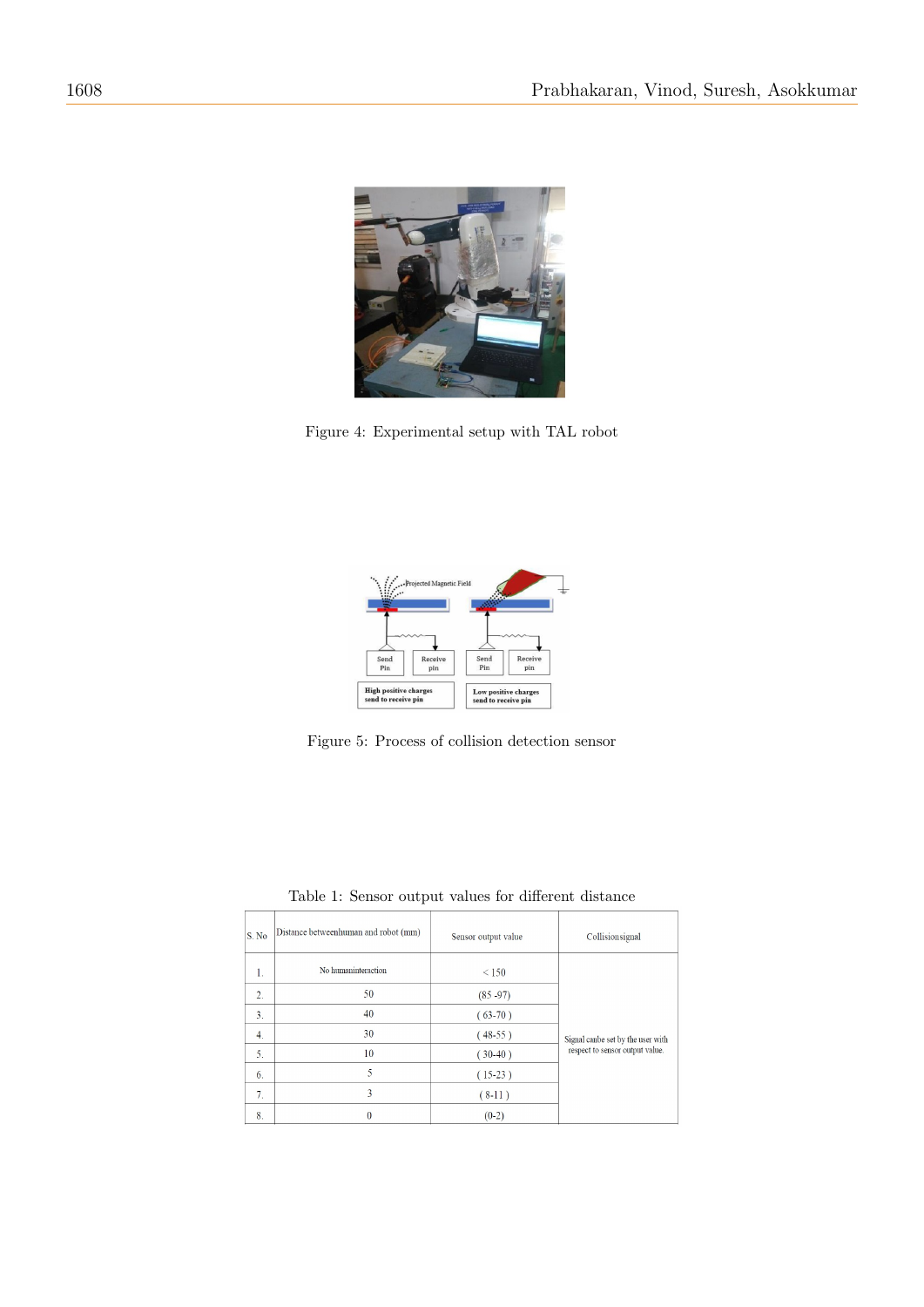Figure 4: Experimental setup with TAL robot

Figure 5: Process of collision detection sensor

Table 1: Sensor output values for different distance

| S. No | Distance betweenhuman and robot (mm) | Sensor output value | Collisionsignal |
|---|---|---|---|
| 1. | No humaninteraction | < 150 | Signal canbe set by the user with respect to sensor output value. |
| 2. | 50 | (85 -97) | |
| 3. | 40 | ( 63-70 ) | |
| 4. | 30 | ( 48-55 ) | |
| 5. | 10 | ( 30-40 ) | |
| 6. | 5 | ( 15-23 ) | |
| 7. | 3 | ( 8-11 ) | |
| 8. | 0 | (0-2) | |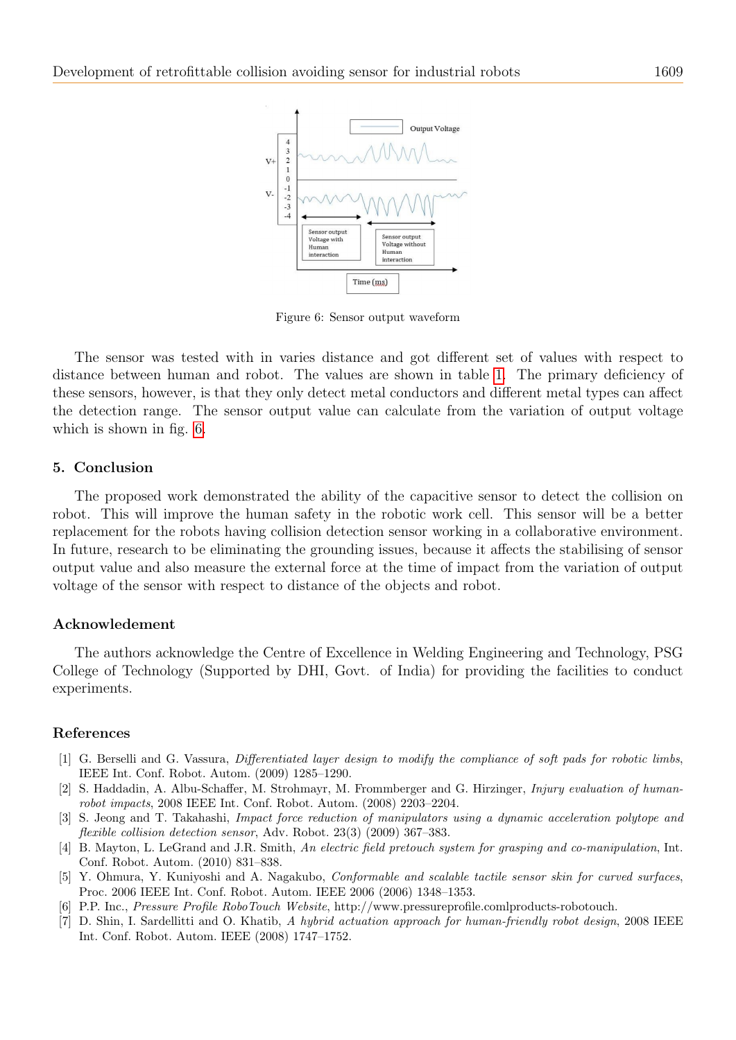Figure 6: Sensor output waveform

The sensor was tested with in varies distance and got different set of values with respect to distance between human and robot. The values are shown in table 1. The primary deficiency of these sensors, however, is that they only detect metal conductors and different metal types can affect the detection range. The sensor output value can calculate from the variation of output voltage which is shown in fig. 6.

## 5. Conclusion

The proposed work demonstrated the ability of the capacitive sensor to detect the collision on robot. This will improve the human safety in the robotic work cell. This sensor will be a better replacement for the robots having collision detection sensor working in a collaborative environment. In future, research to be eliminating the grounding issues, because it affects the stabilising of sensor output value and also measure the external force at the time of impact from the variation of output voltage of the sensor with respect to distance of the objects and robot.

## Acknowledement

The authors acknowledge the Centre of Excellence in Welding Engineering and Technology, PSG College of Technology (Supported by DHI, Govt. of India) for providing the facilities to conduct experiments.

## References

[1] G. Berselli and G. Vassura, *Differentiated layer design to modify the compliance of soft pads for robotic limbs*, IEEE Int. Conf. Robot. Autom. (2009) 1285–1290.

[2] S. Haddadin, A. Albu-Schaffer, M. Strohmayr, M. Frommberger and G. Hirzinger, *Injury evaluation of human-robot impacts*, 2008 IEEE Int. Conf. Robot. Autom. (2008) 2203–2204.

[3] S. Jeong and T. Takahashi, *Impact force reduction of manipulators using a dynamic acceleration polytope and flexible collision detection sensor*, Adv. Robot. 23(3) (2009) 367–383.

[4] B. Mayton, L. LeGrand and J.R. Smith, *An electric field pretouch system for grasping and co-manipulation*, Int. Conf. Robot. Autom. (2010) 831–838.

[5] Y. Ohmura, Y. Kuniyoshi and A. Nagakubo, *Conformable and scalable tactile sensor skin for curved surfaces*, Proc. 2006 IEEE Int. Conf. Robot. Autom. IEEE 2006 (2006) 1348–1353.

[6] P.P. Inc., *Pressure Profile RoboTouch Website*, http://www.pressureprofile.comlproducts-robotouch.

[7] D. Shin, I. Sardellitti and O. Khatib, *A hybrid actuation approach for human-friendly robot design*, 2008 IEEE Int. Conf. Robot. Autom. IEEE (2008) 1747–1752.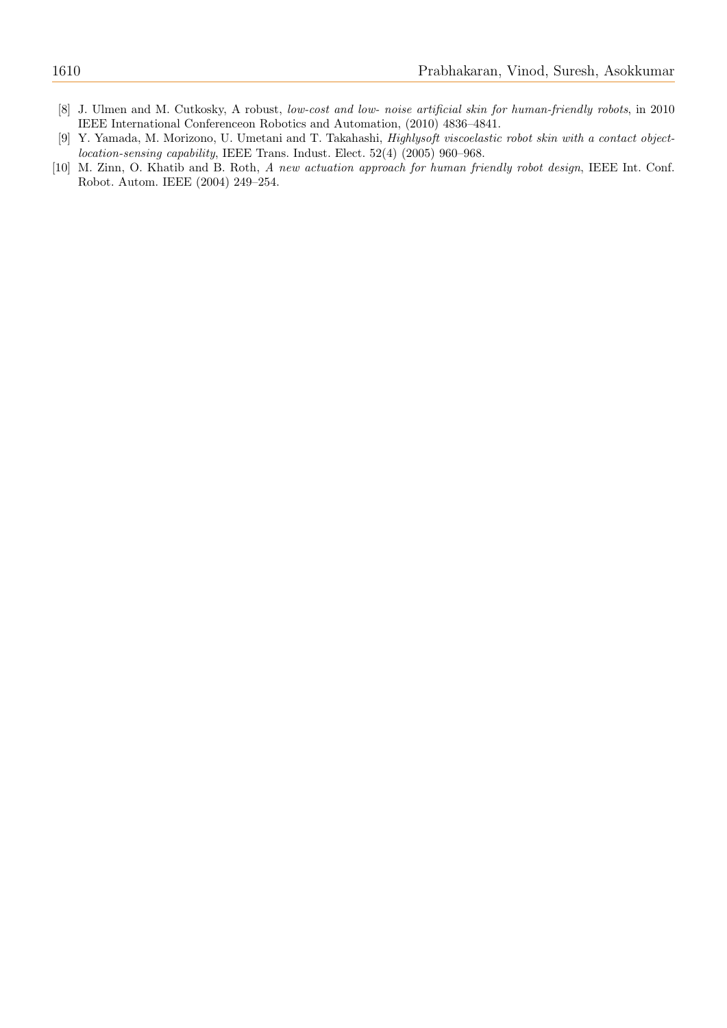[8] J. Ulmen and M. Cutkosky, A robust, *low-cost and low- noise artificial skin for human-friendly robots*, in 2010 IEEE International Conferenceon Robotics and Automation, (2010) 4836–4841.

[9] Y. Yamada, M. Morizono, U. Umetani and T. Takahashi, *Highlysoft viscoelastic robot skin with a contact object-location-sensing capability*, IEEE Trans. Indust. Elect. 52(4) (2005) 960–968.

[10] M. Zinn, O. Khatib and B. Roth, *A new actuation approach for human friendly robot design*, IEEE Int. Conf. Robot. Autom. IEEE (2004) 249–254.